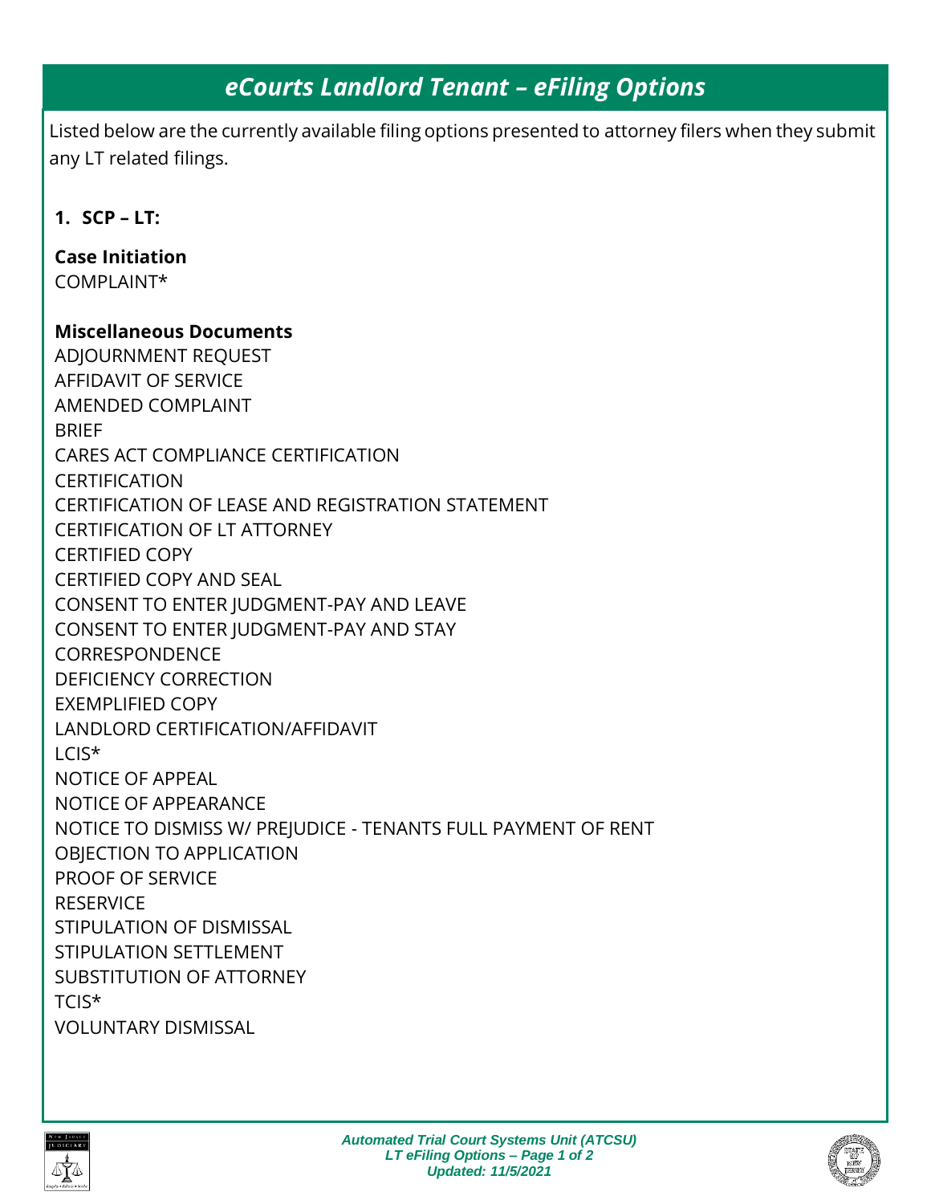# eCourts Landlord Tenant – eFiling Options

Listed below are the currently available filing options presented to attorney filers when they submit any LT related filings.

1. **SCP – LT:**

**Case Initiation**
COMPLAINT*

**Miscellaneous Documents**
ADJOURNMENT REQUEST
AFFIDAVIT OF SERVICE
AMENDED COMPLAINT
BRIEF
CARES ACT COMPLIANCE CERTIFICATION
CERTIFICATION
CERTIFICATION OF LEASE AND REGISTRATION STATEMENT
CERTIFICATION OF LT ATTORNEY
CERTIFIED COPY
CERTIFIED COPY AND SEAL
CONSENT TO ENTER JUDGMENT-PAY AND LEAVE
CONSENT TO ENTER JUDGMENT-PAY AND STAY
CORRESPONDENCE
DEFICIENCY CORRECTION
EXEMPLIFIED COPY
LANDLORD CERTIFICATION/AFFIDAVIT
LCIS*
NOTICE OF APPEAL
NOTICE OF APPEARANCE
NOTICE TO DISMISS W/ PREJUDICE - TENANTS FULL PAYMENT OF RENT
OBJECTION TO APPLICATION
PROOF OF SERVICE
RESERVICE
STIPULATION OF DISMISSAL
STIPULATION SETTLEMENT
SUBSTITUTION OF ATTORNEY
TCIS*
VOLUNTARY DISMISSAL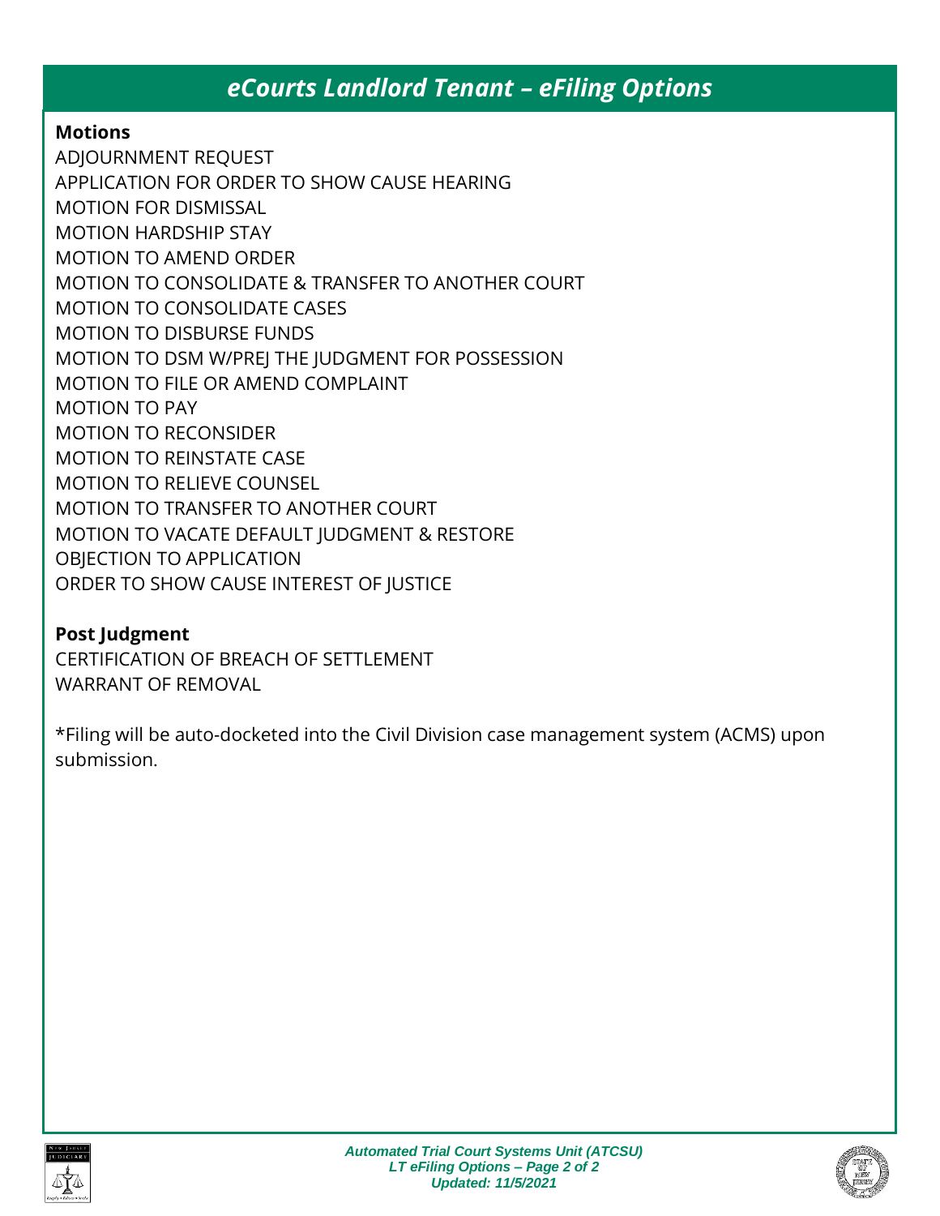# eCourts Landlord Tenant – eFiling Options

**Motions**

ADJOURNMENT REQUEST
APPLICATION FOR ORDER TO SHOW CAUSE HEARING
MOTION FOR DISMISSAL
MOTION HARDSHIP STAY
MOTION TO AMEND ORDER
MOTION TO CONSOLIDATE & TRANSFER TO ANOTHER COURT
MOTION TO CONSOLIDATE CASES
MOTION TO DISBURSE FUNDS
MOTION TO DSM W/PREJ THE JUDGMENT FOR POSSESSION
MOTION TO FILE OR AMEND COMPLAINT
MOTION TO PAY
MOTION TO RECONSIDER
MOTION TO REINSTATE CASE
MOTION TO RELIEVE COUNSEL
MOTION TO TRANSFER TO ANOTHER COURT
MOTION TO VACATE DEFAULT JUDGMENT & RESTORE
OBJECTION TO APPLICATION
ORDER TO SHOW CAUSE INTEREST OF JUSTICE

**Post Judgment**

CERTIFICATION OF BREACH OF SETTLEMENT
WARRANT OF REMOVAL

*Filing will be auto-docketed into the Civil Division case management system (ACMS) upon submission.